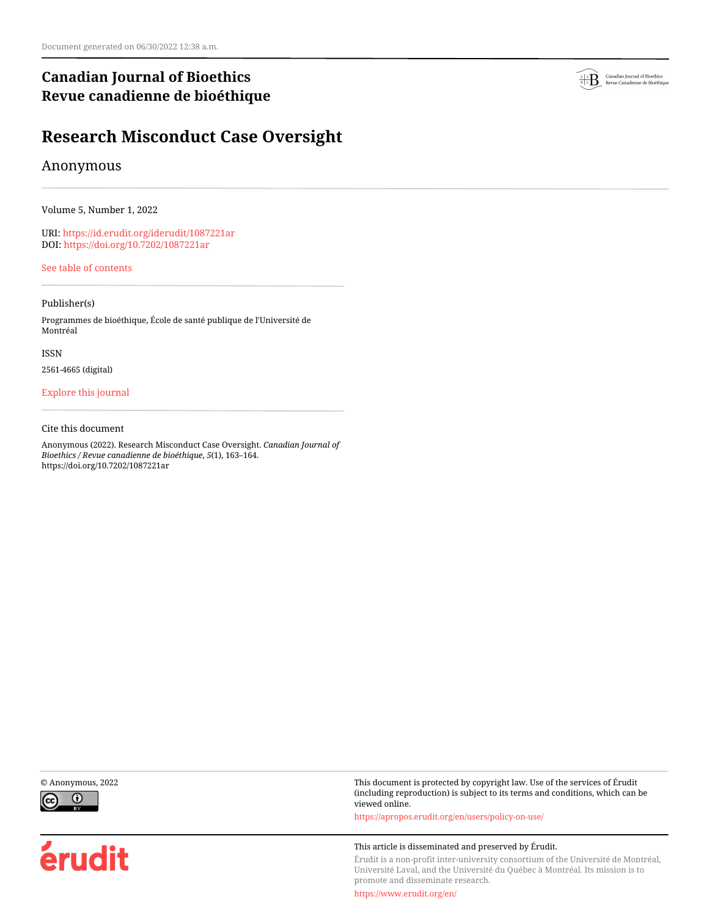Document generated on 06/30/2022 12:38 a.m.

**Canadian Journal of Bioethics**
**Revue canadienne de bioéthique**

# Research Misconduct Case Oversight

Anonymous

Volume 5, Number 1, 2022

URI: https://id.erudit.org/iderudit/1087221ar
DOI: https://doi.org/10.7202/1087221ar

See table of contents

Publisher(s)

Programmes de bioéthique, École de santé publique de l'Université de Montréal

ISSN

2561-4665 (digital)

Explore this journal

Cite this document

Anonymous (2022). Research Misconduct Case Oversight. *Canadian Journal of Bioethics / Revue canadienne de bioéthique*, *5*(1), 163–164. https://doi.org/10.7202/1087221ar

© Anonymous, 2022

This document is protected by copyright law. Use of the services of Érudit (including reproduction) is subject to its terms and conditions, which can be viewed online.

https://apropos.erudit.org/en/users/policy-on-use/

This article is disseminated and preserved by Érudit.

Érudit is a non-profit inter-university consortium of the Université de Montréal, Université Laval, and the Université du Québec à Montréal. Its mission is to promote and disseminate research.

https://www.erudit.org/en/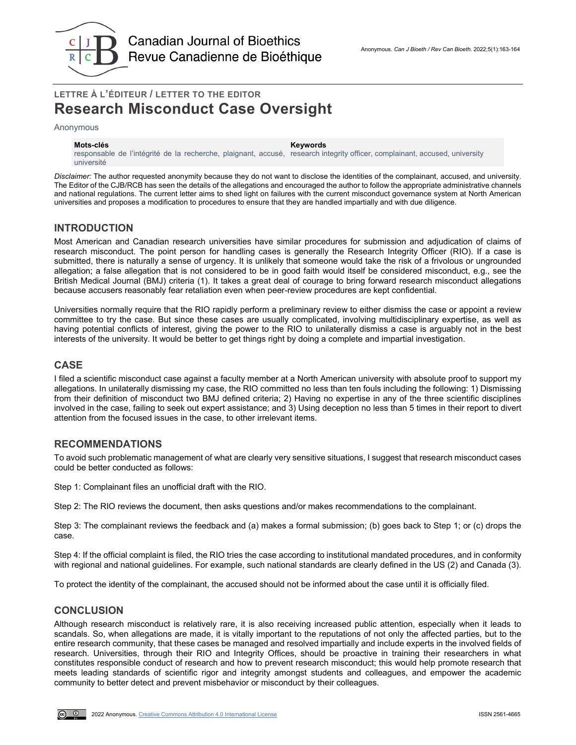## LETTRE À L'ÉDITEUR / LETTER TO THE EDITOR

# Research Misconduct Case Oversight

Anonymous

| Mots-clés | Keywords |
| --- | --- |
| responsable de l'intégrité de la recherche, plaignant, accusé, université | research integrity officer, complainant, accused, university |

*Disclaimer:* The author requested anonymity because they do not want to disclose the identities of the complainant, accused, and university. The Editor of the CJB/RCB has seen the details of the allegations and encouraged the author to follow the appropriate administrative channels and national regulations. The current letter aims to shed light on failures with the current misconduct governance system at North American universities and proposes a modification to procedures to ensure that they are handled impartially and with due diligence.

## INTRODUCTION

Most American and Canadian research universities have similar procedures for submission and adjudication of claims of research misconduct. The point person for handling cases is generally the Research Integrity Officer (RIO). If a case is submitted, there is naturally a sense of urgency. It is unlikely that someone would take the risk of a frivolous or ungrounded allegation; a false allegation that is not considered to be in good faith would itself be considered misconduct, e.g., see the British Medical Journal (BMJ) criteria (1). It takes a great deal of courage to bring forward research misconduct allegations because accusers reasonably fear retaliation even when peer-review procedures are kept confidential.

Universities normally require that the RIO rapidly perform a preliminary review to either dismiss the case or appoint a review committee to try the case. But since these cases are usually complicated, involving multidisciplinary expertise, as well as having potential conflicts of interest, giving the power to the RIO to unilaterally dismiss a case is arguably not in the best interests of the university. It would be better to get things right by doing a complete and impartial investigation.

## CASE

I filed a scientific misconduct case against a faculty member at a North American university with absolute proof to support my allegations. In unilaterally dismissing my case, the RIO committed no less than ten fouls including the following: 1) Dismissing from their definition of misconduct two BMJ defined criteria; 2) Having no expertise in any of the three scientific disciplines involved in the case, failing to seek out expert assistance; and 3) Using deception no less than 5 times in their report to divert attention from the focused issues in the case, to other irrelevant items.

## RECOMMENDATIONS

To avoid such problematic management of what are clearly very sensitive situations, I suggest that research misconduct cases could be better conducted as follows:

Step 1: Complainant files an unofficial draft with the RIO.

Step 2: The RIO reviews the document, then asks questions and/or makes recommendations to the complainant.

Step 3: The complainant reviews the feedback and (a) makes a formal submission; (b) goes back to Step 1; or (c) drops the case.

Step 4: If the official complaint is filed, the RIO tries the case according to institutional mandated procedures, and in conformity with regional and national guidelines. For example, such national standards are clearly defined in the US (2) and Canada (3).

To protect the identity of the complainant, the accused should not be informed about the case until it is officially filed.

## CONCLUSION

Although research misconduct is relatively rare, it is also receiving increased public attention, especially when it leads to scandals. So, when allegations are made, it is vitally important to the reputations of not only the affected parties, but to the entire research community, that these cases be managed and resolved impartially and include experts in the involved fields of research. Universities, through their RIO and Integrity Offices, should be proactive in training their researchers in what constitutes responsible conduct of research and how to prevent research misconduct; this would help promote research that meets leading standards of scientific rigor and integrity amongst students and colleagues, and empower the academic community to better detect and prevent misbehavior or misconduct by their colleagues.

2022 Anonymous. Creative Commons Attribution 4.0 International License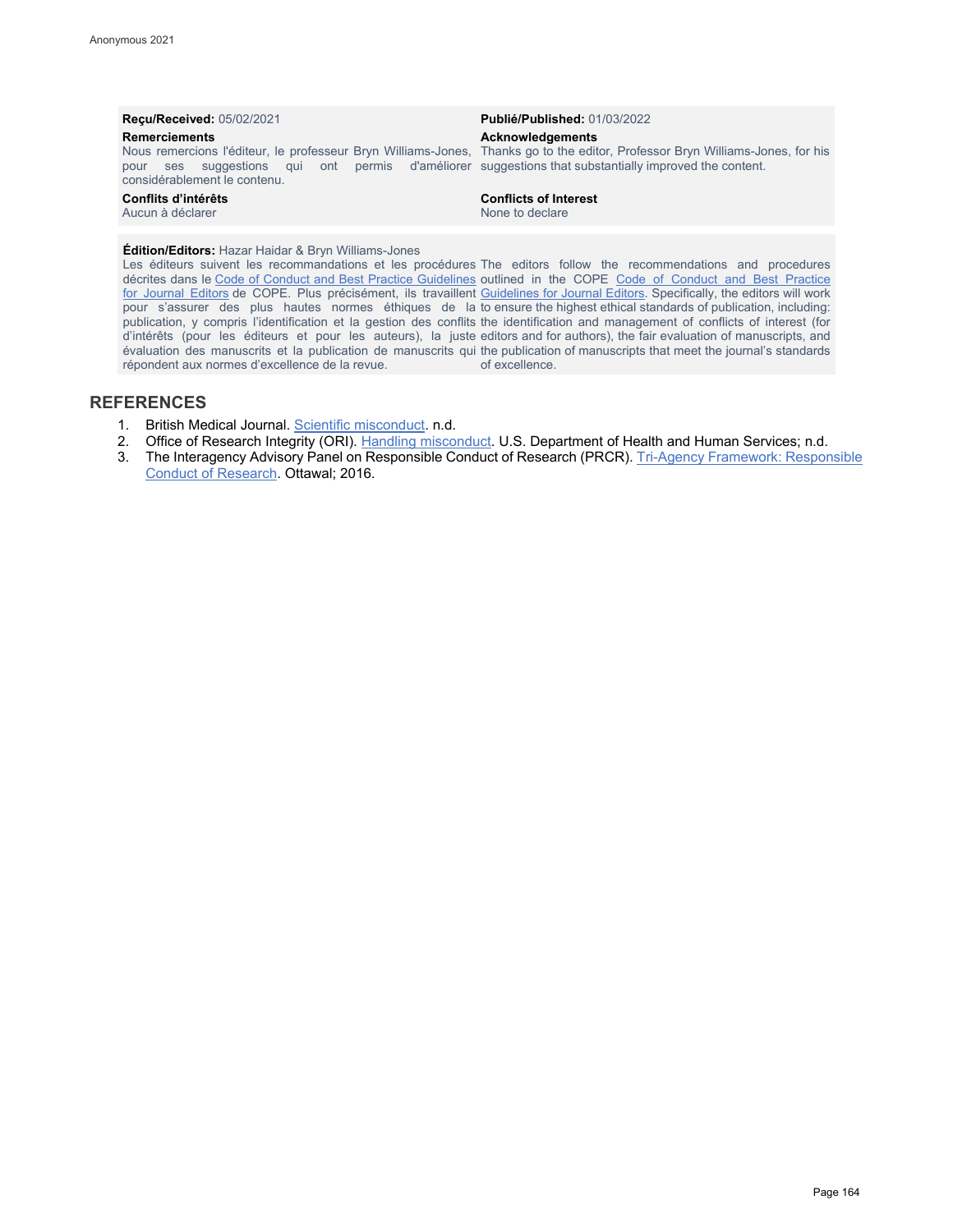**Reçu/Received:** 05/02/2021

**Publié/Published:** 01/03/2022

**Remerciements**

Nous remercions l'éditeur, le professeur Bryn Williams-Jones, pour ses suggestions qui ont permis d'améliorer considérablement le contenu.

**Acknowledgements**

Thanks go to the editor, Professor Bryn Williams-Jones, for his suggestions that substantially improved the content.

**Conflits d'intérêts**

Aucun à déclarer

**Conflicts of Interest**

None to declare

**Édition/Editors:** Hazar Haidar & Bryn Williams-Jones

Les éditeurs suivent les recommandations et les procédures décrites dans le Code of Conduct and Best Practice Guidelines for Journal Editors de COPE. Plus précisément, ils travaillent pour s'assurer des plus hautes normes éthiques de la publication, y compris l'identification et la gestion des conflits d'intérêts (pour les éditeurs et pour les auteurs), la juste évaluation des manuscrits et la publication de manuscrits qui répondent aux normes d'excellence de la revue.

The editors follow the recommendations and procedures outlined in the COPE Code of Conduct and Best Practice Guidelines for Journal Editors. Specifically, the editors will work to ensure the highest ethical standards of publication, including: the identification and management of conflicts of interest (for editors and for authors), the fair evaluation of manuscripts, and the publication of manuscripts that meet the journal's standards of excellence.

## REFERENCES

1. British Medical Journal. Scientific misconduct. n.d.
2. Office of Research Integrity (ORI). Handling misconduct. U.S. Department of Health and Human Services; n.d.
3. The Interagency Advisory Panel on Responsible Conduct of Research (PRCR). Tri-Agency Framework: Responsible Conduct of Research. Ottawal; 2016.